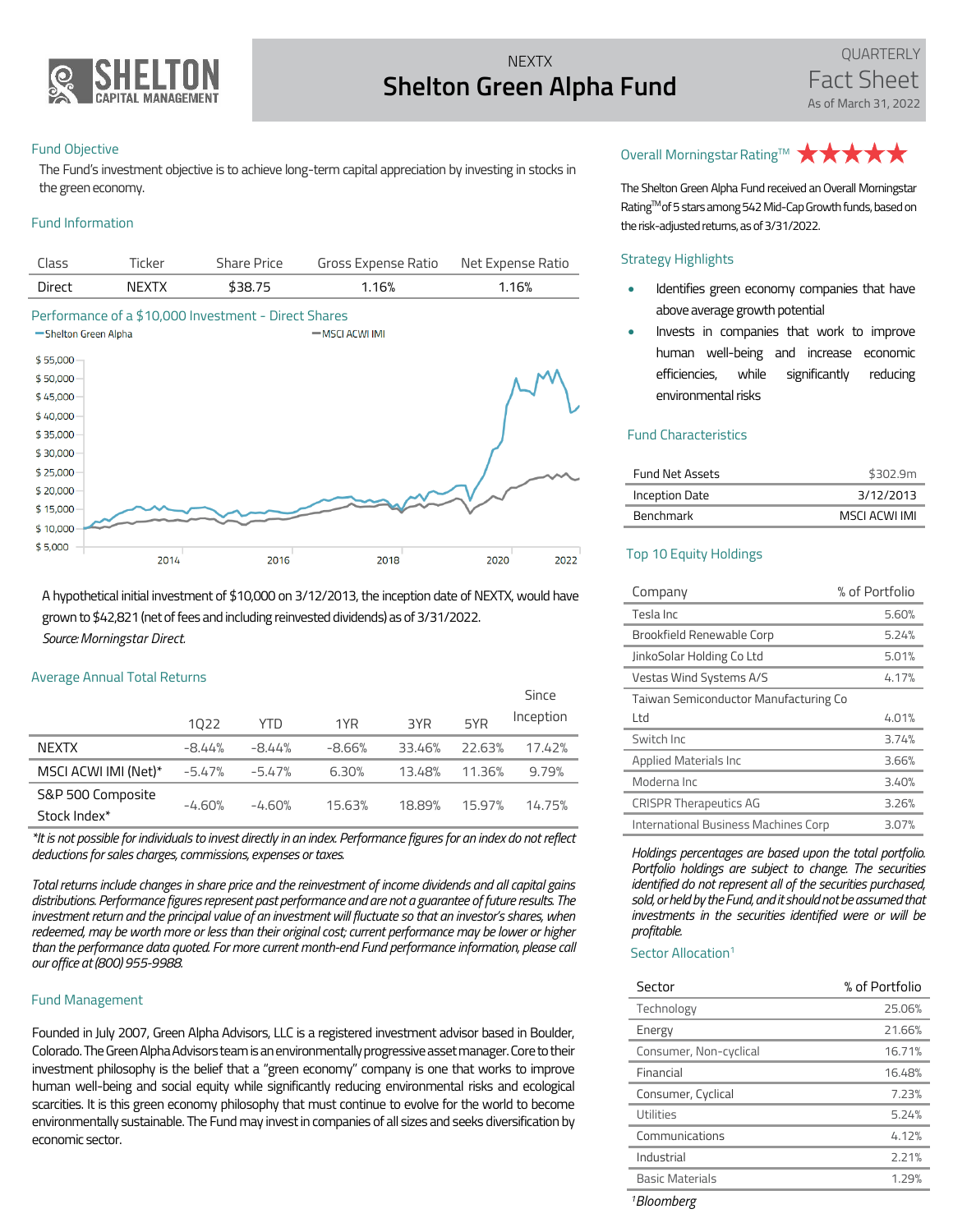# NEXTX
# Shelton Green Alpha Fund

QUARTERLY
Fact Sheet
As of March 31, 2022

## Fund Objective

The Fund's investment objective is to achieve long-term capital appreciation by investing in stocks in the green economy.

## Fund Information

| Class | Ticker | Share Price | Gross Expense Ratio | Net Expense Ratio |
|---|---|---|---|---|
| Direct | NEXTX | $38.75 | 1.16% | 1.16% |

## Performance of a $10,000 Investment - Direct Shares

A hypothetical initial investment of $10,000 on 3/12/2013, the inception date of NEXTX, would have grown to $42,821 (net of fees and including reinvested dividends) as of 3/31/2022.
*Source: Morningstar Direct.*

## Average Annual Total Returns

| | 1Q22 | YTD | 1YR | 3YR | 5YR | Since Inception |
|---|---|---|---|---|---|---|
| NEXTX | -8.44% | -8.44% | -8.66% | 33.46% | 22.63% | 17.42% |
| MSCI ACWI IMI (Net)* | -5.47% | -5.47% | 6.30% | 13.48% | 11.36% | 9.79% |
| S&P 500 Composite Stock Index* | -4.60% | -4.60% | 15.63% | 18.89% | 15.97% | 14.75% |

*\*It is not possible for individuals to invest directly in an index. Performance figures for an index do not reflect deductions for sales charges, commissions, expenses or taxes.*

*Total returns include changes in share price and the reinvestment of income dividends and all capital gains distributions. Performance figures represent past performance and are not a guarantee of future results. The investment return and the principal value of an investment will fluctuate so that an investor's shares, when redeemed, may be worth more or less than their original cost; current performance may be lower or higher than the performance data quoted. For more current month-end Fund performance information, please call our office at (800) 955-9988.*

## Fund Management

Founded in July 2007, Green Alpha Advisors, LLC is a registered investment advisor based in Boulder, Colorado. The Green Alpha Advisors team is an environmentally progressive asset manager. Core to their investment philosophy is the belief that a "green economy" company is one that works to improve human well-being and social equity while significantly reducing environmental risks and ecological scarcities. It is this green economy philosophy that must continue to evolve for the world to become environmentally sustainable. The Fund may invest in companies of all sizes and seeks diversification by economic sector.

## Overall Morningstar Rating™ ★★★★★

The Shelton Green Alpha Fund received an Overall Morningstar Rating™ of 5 stars among 542 Mid-Cap Growth funds, based on the risk-adjusted returns, as of 3/31/2022.

## Strategy Highlights

- Identifies green economy companies that have above average growth potential
- Invests in companies that work to improve human well-being and increase economic efficiencies, while significantly reducing environmental risks

## Fund Characteristics

| | |
|---|---|
| Fund Net Assets | $302.9m |
| Inception Date | 3/12/2013 |
| Benchmark | MSCI ACWI IMI |

## Top 10 Equity Holdings

| Company | % of Portfolio |
|---|---|
| Tesla Inc | 5.60% |
| Brookfield Renewable Corp | 5.24% |
| JinkoSolar Holding Co Ltd | 5.01% |
| Vestas Wind Systems A/S | 4.17% |
| Taiwan Semiconductor Manufacturing Co Ltd | 4.01% |
| Switch Inc | 3.74% |
| Applied Materials Inc | 3.66% |
| Moderna Inc | 3.40% |
| CRISPR Therapeutics AG | 3.26% |
| International Business Machines Corp | 3.07% |

*Holdings percentages are based upon the total portfolio. Portfolio holdings are subject to change. The securities identified do not represent all of the securities purchased, sold, or held by the Fund, and it should not be assumed that investments in the securities identified were or will be profitable.*

## Sector Allocation[1]

| Sector | % of Portfolio |
|---|---|
| Technology | 25.06% |
| Energy | 21.66% |
| Consumer, Non-cyclical | 16.71% |
| Financial | 16.48% |
| Consumer, Cyclical | 7.23% |
| Utilities | 5.24% |
| Communications | 4.12% |
| Industrial | 2.21% |
| Basic Materials | 1.29% |

[1]*Bloomberg*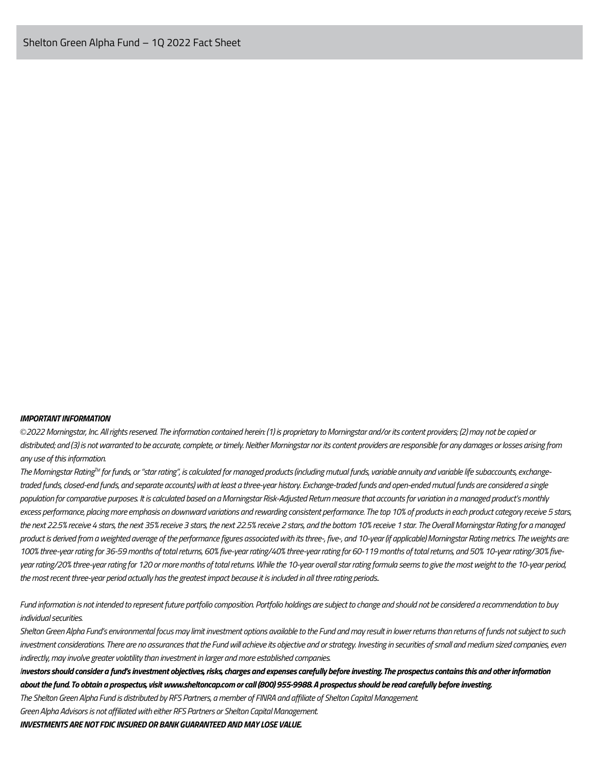***IMPORTANT INFORMATION***

*©2022 Morningstar, Inc. All rights reserved. The information contained herein: (1) is proprietary to Morningstar and/or its content providers; (2) may not be copied or distributed; and (3) is not warranted to be accurate, complete, or timely. Neither Morningstar nor its content providers are responsible for any damages or losses arising from any use of this information.*

*The Morningstar Rating™ for funds, or "star rating", is calculated for managed products (including mutual funds, variable annuity and variable life subaccounts, exchange-traded funds, closed-end funds, and separate accounts) with at least a three-year history. Exchange-traded funds and open-ended mutual funds are considered a single population for comparative purposes. It is calculated based on a Morningstar Risk-Adjusted Return measure that accounts for variation in a managed product's monthly excess performance, placing more emphasis on downward variations and rewarding consistent performance. The top 10% of products in each product category receive 5 stars, the next 22.5% receive 4 stars, the next 35% receive 3 stars, the next 22.5% receive 2 stars, and the bottom 10% receive 1 star. The Overall Morningstar Rating for a managed product is derived from a weighted average of the performance figures associated with its three-, five-, and 10-year (if applicable) Morningstar Rating metrics. The weights are: 100% three-year rating for 36-59 months of total returns, 60% five-year rating/40% three-year rating for 60-119 months of total returns, and 50% 10-year rating/30% five-year rating/20% three-year rating for 120 or more months of total returns. While the 10-year overall star rating formula seems to give the most weight to the 10-year period, the most recent three-year period actually has the greatest impact because it is included in all three rating periods..*

*Fund information is not intended to represent future portfolio composition. Portfolio holdings are subject to change and should not be considered a recommendation to buy individual securities.*

*Shelton Green Alpha Fund's environmental focus may limit investment options available to the Fund and may result in lower returns than returns of funds not subject to such investment considerations. There are no assurances that the Fund will achieve its objective and or strategy. Investing in securities of small and medium sized companies, even indirectly, may involve greater volatility than investment in larger and more established companies.*

*I**nvestors should consider a fund's investment objectives, risks, charges and expenses carefully before investing. The prospectus contains this and other information about the fund. To obtain a prospectus, visit www.sheltoncap.com or call (800) 955-9988. A prospectus should be read carefully before investing.***

*The Shelton Green Alpha Fund is distributed by RFS Partners, a member of FINRA and affiliate of Shelton Capital Management.*

*Green Alpha Advisors is not affiliated with either RFS Partners or Shelton Capital Management.*

***INVESTMENTS ARE NOT FDIC INSURED OR BANK GUARANTEED AND MAY LOSE VALUE.***